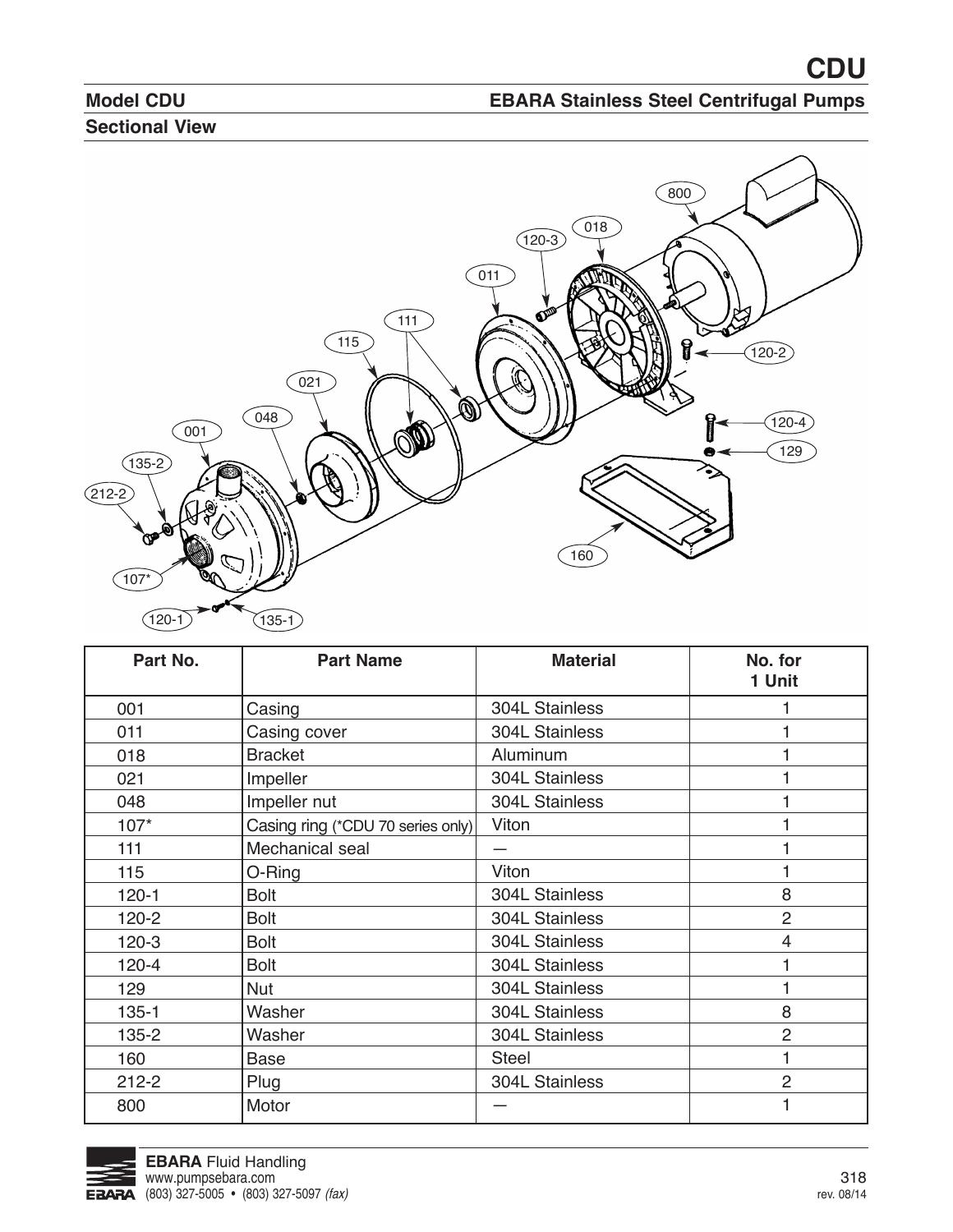# CDU

## Model CDU

## EBARA Stainless Steel Centrifugal Pumps

### Sectional View

| Part No. | Part Name | Material | No. for 1 Unit |
|---|---|---|---|
| 001 | Casing | 304L Stainless | 1 |
| 011 | Casing cover | 304L Stainless | 1 |
| 018 | Bracket | Aluminum | 1 |
| 021 | Impeller | 304L Stainless | 1 |
| 048 | Impeller nut | 304L Stainless | 1 |
| 107* | Casing ring (*CDU 70 series only) | Viton | 1 |
| 111 | Mechanical seal | — | 1 |
| 115 | O-Ring | Viton | 1 |
| 120-1 | Bolt | 304L Stainless | 8 |
| 120-2 | Bolt | 304L Stainless | 2 |
| 120-3 | Bolt | 304L Stainless | 4 |
| 120-4 | Bolt | 304L Stainless | 1 |
| 129 | Nut | 304L Stainless | 1 |
| 135-1 | Washer | 304L Stainless | 8 |
| 135-2 | Washer | 304L Stainless | 2 |
| 160 | Base | Steel | 1 |
| 212-2 | Plug | 304L Stainless | 2 |
| 800 | Motor | — | 1 |

**EBARA** Fluid Handling
www.pumpsebara.com
(803) 327-5005 • (803) 327-5097 *(fax)*

rev. 08/14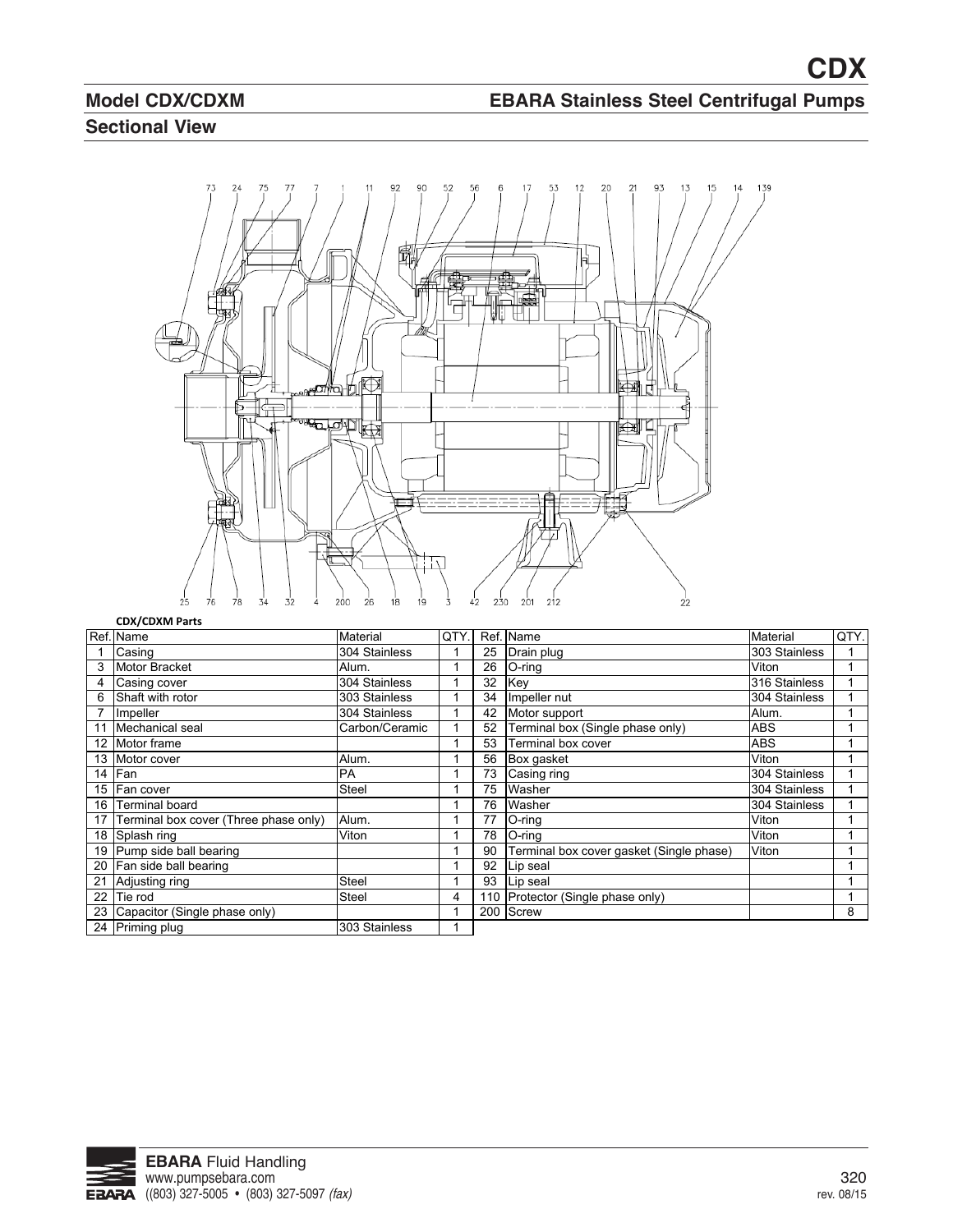# CDX

## Model CDX/CDXM

## EBARA Stainless Steel Centrifugal Pumps

## Sectional View

73 24 75 77 7 1 11 92 90 52 56 6 17 53 12 20 21 93 13 15 14 139

25 76 78 34 32 4 200 26 18 19 3 42 230 201 212 22

**CDX/CDXM Parts**

| Ref. | Name | Material | QTY. | Ref. | Name | Material | QTY. |
|---|---|---|---|---|---|---|---|
| 1 | Casing | 304 Stainless | 1 | 25 | Drain plug | 303 Stainless | 1 |
| 3 | Motor Bracket | Alum. | 1 | 26 | O-ring | Viton | 1 |
| 4 | Casing cover | 304 Stainless | 1 | 32 | Key | 316 Stainless | 1 |
| 6 | Shaft with rotor | 303 Stainless | 1 | 34 | Impeller nut | 304 Stainless | 1 |
| 7 | Impeller | 304 Stainless | 1 | 42 | Motor support | Alum. | 1 |
| 11 | Mechanical seal | Carbon/Ceramic | 1 | 52 | Terminal box (Single phase only) | ABS | 1 |
| 12 | Motor frame | | 1 | 53 | Terminal box cover | ABS | 1 |
| 13 | Motor cover | Alum. | 1 | 56 | Box gasket | Viton | 1 |
| 14 | Fan | PA | 1 | 73 | Casing ring | 304 Stainless | 1 |
| 15 | Fan cover | Steel | 1 | 75 | Washer | 304 Stainless | 1 |
| 16 | Terminal board | | 1 | 76 | Washer | 304 Stainless | 1 |
| 17 | Terminal box cover (Three phase only) | Alum. | 1 | 77 | O-ring | Viton | 1 |
| 18 | Splash ring | Viton | 1 | 78 | O-ring | Viton | 1 |
| 19 | Pump side ball bearing | | 1 | 90 | Terminal box cover gasket (Single phase) | Viton | 1 |
| 20 | Fan side ball bearing | | 1 | 92 | Lip seal | | 1 |
| 21 | Adjusting ring | Steel | 1 | 93 | Lip seal | | 1 |
| 22 | Tie rod | Steel | 4 | 110 | Protector (Single phase only) | | 1 |
| 23 | Capacitor (Single phase only) | | 1 | 200 | Screw | | 8 |
| 24 | Priming plug | 303 Stainless | 1 | | | | |

**EBARA** Fluid Handling
www.pumpsebara.com
((803) 327-5005 • (803) 327-5097 *(fax)*

rev. 08/15